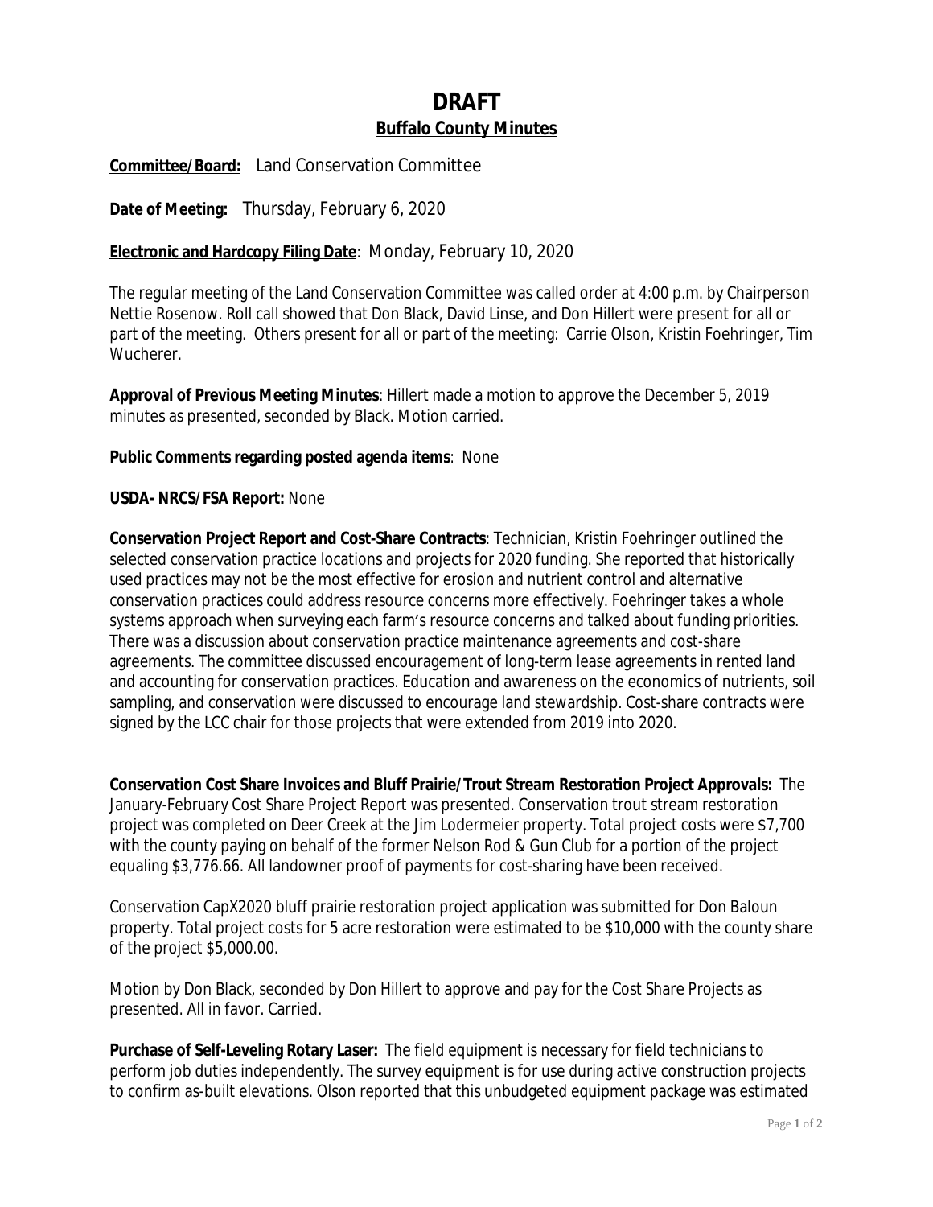# DRAFT

## Buffalo County Minutes

**Committee/Board:** Land Conservation Committee

**Date of Meeting:** Thursday, February 6, 2020

**Electronic and Hardcopy Filing Date**: Monday, February 10, 2020

The regular meeting of the Land Conservation Committee was called order at 4:00 p.m. by Chairperson Nettie Rosenow. Roll call showed that Don Black, David Linse, and Don Hillert were present for all or part of the meeting. Others present for all or part of the meeting: Carrie Olson, Kristin Foehringer, Tim Wucherer.

**Approval of Previous Meeting Minutes**: Hillert made a motion to approve the December 5, 2019 minutes as presented, seconded by Black. Motion carried.

**Public Comments regarding posted agenda items**: None

**USDA- NRCS/FSA Report:** None

**Conservation Project Report and Cost-Share Contracts**: Technician, Kristin Foehringer outlined the selected conservation practice locations and projects for 2020 funding. She reported that historically used practices may not be the most effective for erosion and nutrient control and alternative conservation practices could address resource concerns more effectively. Foehringer takes a whole systems approach when surveying each farm's resource concerns and talked about funding priorities. There was a discussion about conservation practice maintenance agreements and cost-share agreements. The committee discussed encouragement of long-term lease agreements in rented land and accounting for conservation practices. Education and awareness on the economics of nutrients, soil sampling, and conservation were discussed to encourage land stewardship. Cost-share contracts were signed by the LCC chair for those projects that were extended from 2019 into 2020.

**Conservation Cost Share Invoices and Bluff Prairie/Trout Stream Restoration Project Approvals:** The January-February Cost Share Project Report was presented. Conservation trout stream restoration project was completed on Deer Creek at the Jim Lodermeier property. Total project costs were $7,700 with the county paying on behalf of the former Nelson Rod & Gun Club for a portion of the project equaling $3,776.66. All landowner proof of payments for cost-sharing have been received.

Conservation CapX2020 bluff prairie restoration project application was submitted for Don Baloun property. Total project costs for 5 acre restoration were estimated to be $10,000 with the county share of the project $5,000.00.

Motion by Don Black, seconded by Don Hillert to approve and pay for the Cost Share Projects as presented. All in favor. Carried.

**Purchase of Self-Leveling Rotary Laser:** The field equipment is necessary for field technicians to perform job duties independently. The survey equipment is for use during active construction projects to confirm as-built elevations. Olson reported that this unbudgeted equipment package was estimated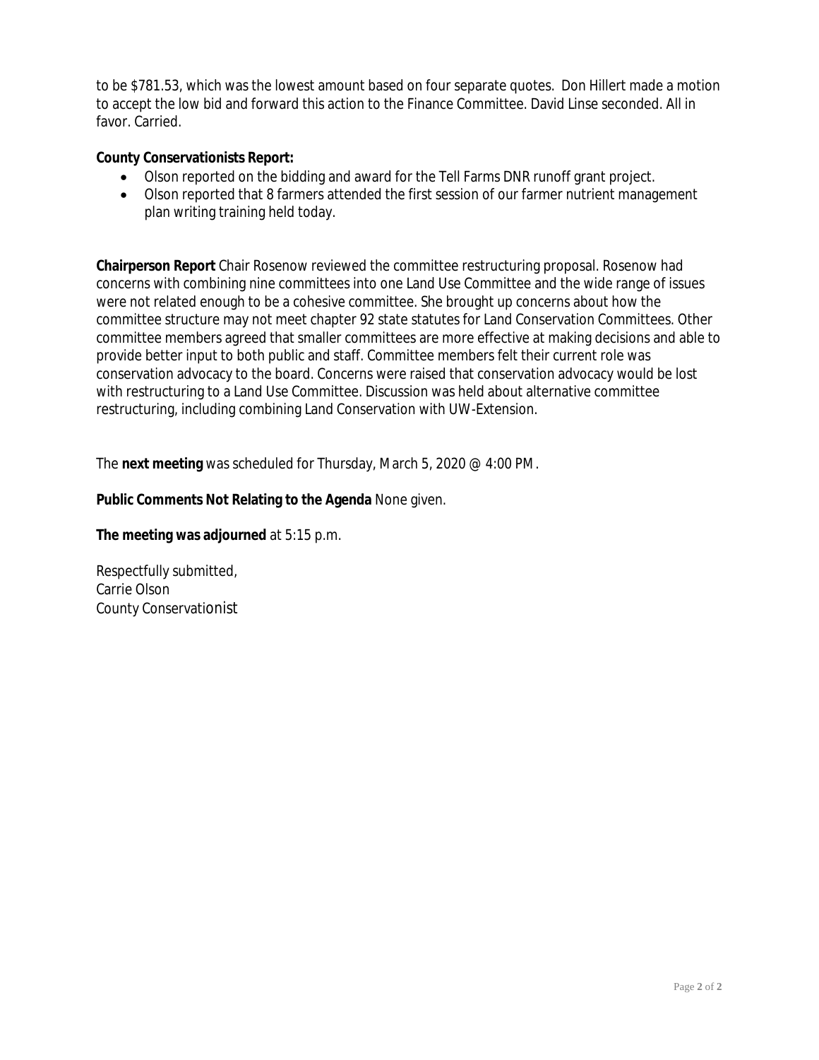to be $781.53, which was the lowest amount based on four separate quotes. Don Hillert made a motion to accept the low bid and forward this action to the Finance Committee. David Linse seconded. All in favor. Carried.

**County Conservationists Report:**

- Olson reported on the bidding and award for the Tell Farms DNR runoff grant project.
- Olson reported that 8 farmers attended the first session of our farmer nutrient management plan writing training held today.

**Chairperson Report** Chair Rosenow reviewed the committee restructuring proposal. Rosenow had concerns with combining nine committees into one Land Use Committee and the wide range of issues were not related enough to be a cohesive committee. She brought up concerns about how the committee structure may not meet chapter 92 state statutes for Land Conservation Committees. Other committee members agreed that smaller committees are more effective at making decisions and able to provide better input to both public and staff. Committee members felt their current role was conservation advocacy to the board. Concerns were raised that conservation advocacy would be lost with restructuring to a Land Use Committee. Discussion was held about alternative committee restructuring, including combining Land Conservation with UW-Extension.

The **next meeting** was scheduled for Thursday, March 5, 2020 @ 4:00 PM.

**Public Comments Not Relating to the Agenda** None given.

**The meeting was adjourned** at 5:15 p.m.

Respectfully submitted,
Carrie Olson
County Conservationist